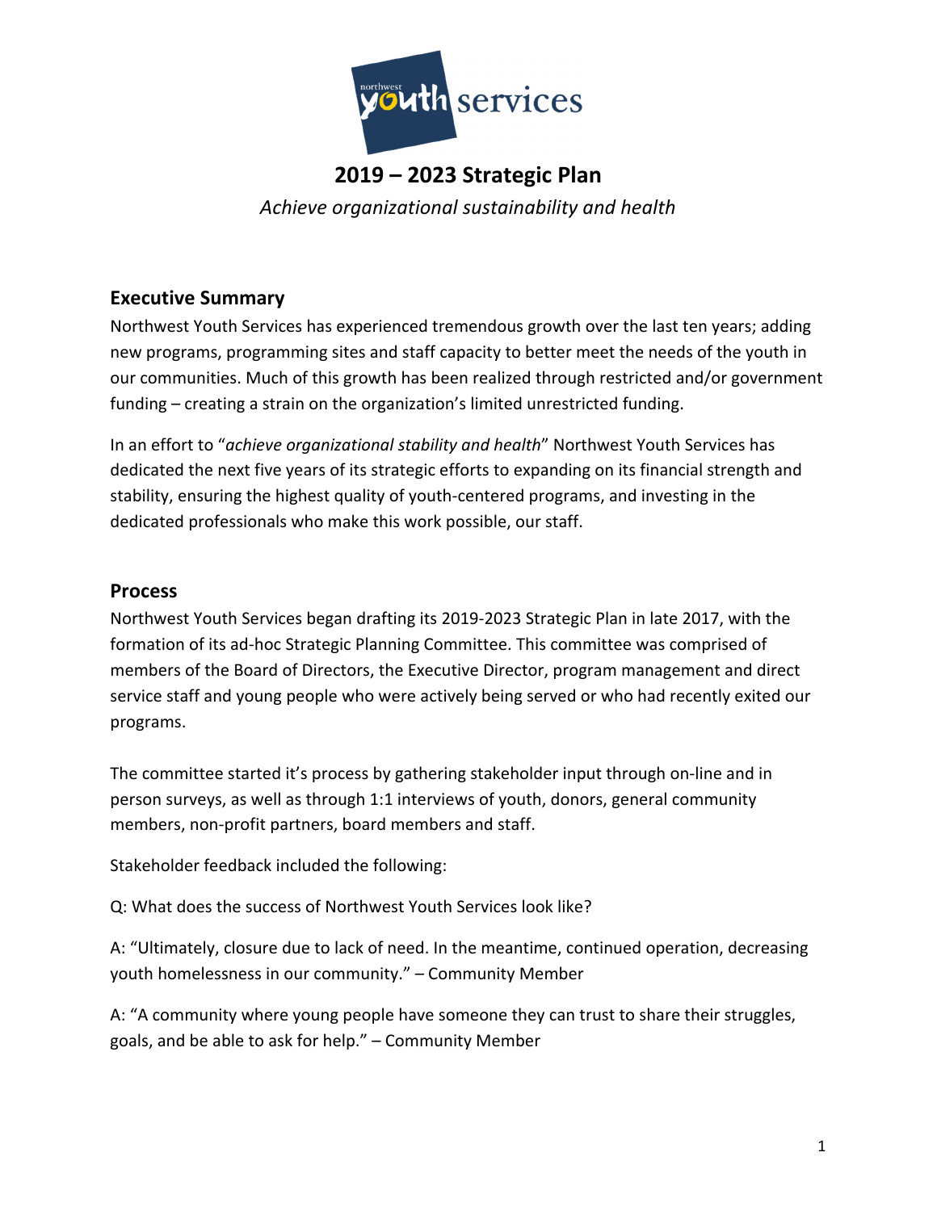# 2019 – 2023 Strategic Plan

*Achieve organizational sustainability and health*

## Executive Summary

Northwest Youth Services has experienced tremendous growth over the last ten years; adding new programs, programming sites and staff capacity to better meet the needs of the youth in our communities. Much of this growth has been realized through restricted and/or government funding – creating a strain on the organization's limited unrestricted funding.

In an effort to "*achieve organizational stability and health*" Northwest Youth Services has dedicated the next five years of its strategic efforts to expanding on its financial strength and stability, ensuring the highest quality of youth-centered programs, and investing in the dedicated professionals who make this work possible, our staff.

## Process

Northwest Youth Services began drafting its 2019-2023 Strategic Plan in late 2017, with the formation of its ad-hoc Strategic Planning Committee. This committee was comprised of members of the Board of Directors, the Executive Director, program management and direct service staff and young people who were actively being served or who had recently exited our programs.

The committee started it's process by gathering stakeholder input through on-line and in person surveys, as well as through 1:1 interviews of youth, donors, general community members, non-profit partners, board members and staff.

Stakeholder feedback included the following:

Q: What does the success of Northwest Youth Services look like?

A: "Ultimately, closure due to lack of need. In the meantime, continued operation, decreasing youth homelessness in our community." – Community Member

A: "A community where young people have someone they can trust to share their struggles, goals, and be able to ask for help." – Community Member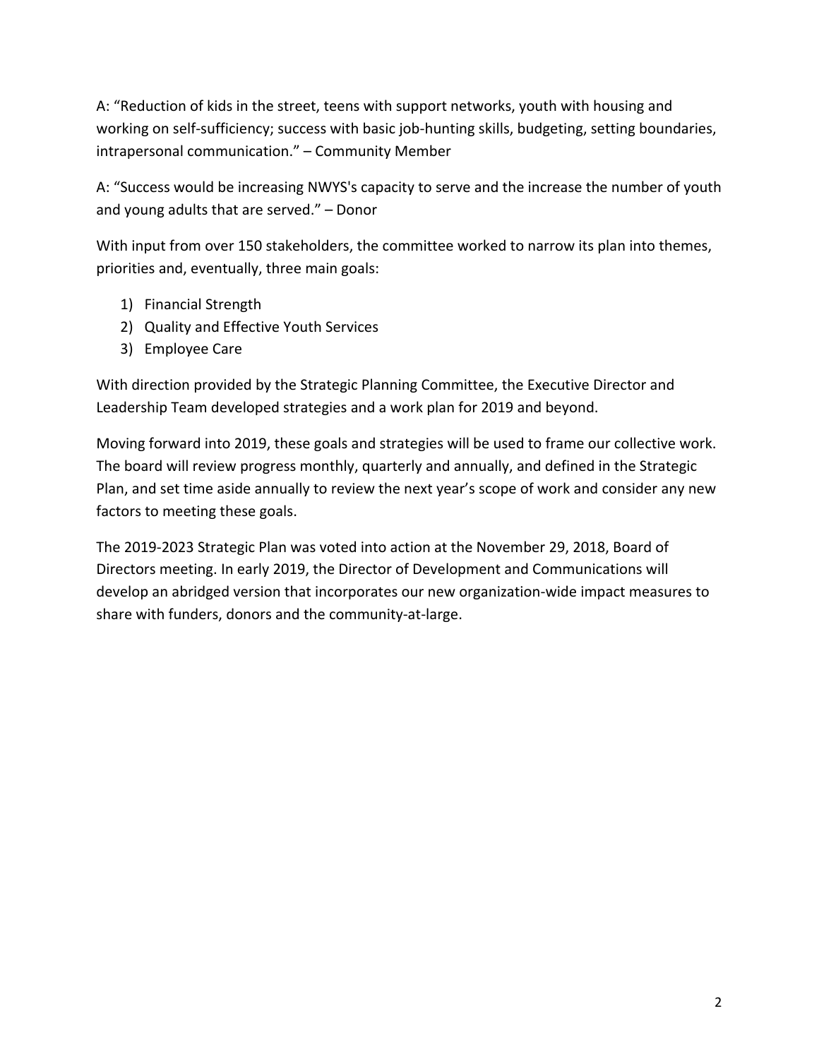A: "Reduction of kids in the street, teens with support networks, youth with housing and working on self-sufficiency; success with basic job-hunting skills, budgeting, setting boundaries, intrapersonal communication." – Community Member

A: "Success would be increasing NWYS's capacity to serve and the increase the number of youth and young adults that are served." – Donor

With input from over 150 stakeholders, the committee worked to narrow its plan into themes, priorities and, eventually, three main goals:

1) Financial Strength
2) Quality and Effective Youth Services
3) Employee Care

With direction provided by the Strategic Planning Committee, the Executive Director and Leadership Team developed strategies and a work plan for 2019 and beyond.

Moving forward into 2019, these goals and strategies will be used to frame our collective work. The board will review progress monthly, quarterly and annually, and defined in the Strategic Plan, and set time aside annually to review the next year's scope of work and consider any new factors to meeting these goals.

The 2019-2023 Strategic Plan was voted into action at the November 29, 2018, Board of Directors meeting. In early 2019, the Director of Development and Communications will develop an abridged version that incorporates our new organization-wide impact measures to share with funders, donors and the community-at-large.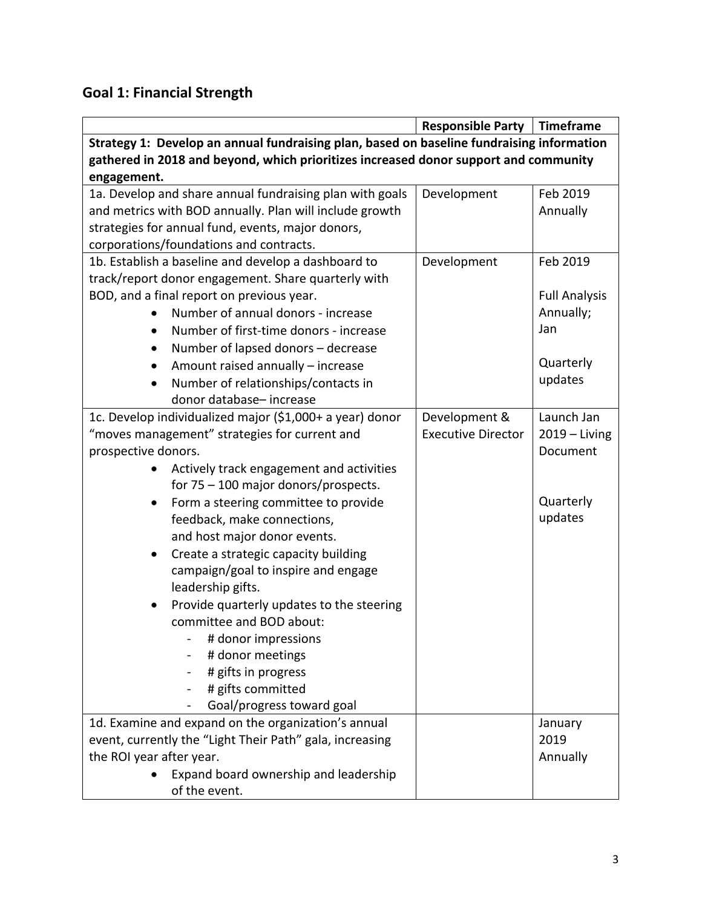## Goal 1: Financial Strength

| | Responsible Party | Timeframe |
|---|---|---|
| **Strategy 1: Develop an annual fundraising plan, based on baseline fundraising information gathered in 2018 and beyond, which prioritizes increased donor support and community engagement.** | | |
| 1a. Develop and share annual fundraising plan with goals and metrics with BOD annually. Plan will include growth strategies for annual fund, events, major donors, corporations/foundations and contracts. | Development | Feb 2019 Annually |
| 1b. Establish a baseline and develop a dashboard to track/report donor engagement. Share quarterly with BOD, and a final report on previous year.<br>• Number of annual donors - increase<br>• Number of first-time donors - increase<br>• Number of lapsed donors – decrease<br>• Amount raised annually – increase<br>• Number of relationships/contacts in donor database– increase | Development | Feb 2019<br><br>Full Analysis Annually; Jan<br><br>Quarterly updates |
| 1c. Develop individualized major ($1,000+ a year) donor "moves management" strategies for current and prospective donors.<br>• Actively track engagement and activities for 75 – 100 major donors/prospects.<br>• Form a steering committee to provide feedback, make connections, and host major donor events.<br>• Create a strategic capacity building campaign/goal to inspire and engage leadership gifts.<br>• Provide quarterly updates to the steering committee and BOD about:<br>  - # donor impressions<br>  - # donor meetings<br>  - # gifts in progress<br>  - # gifts committed<br>  - Goal/progress toward goal | Development & Executive Director | Launch Jan 2019 – Living Document<br><br>Quarterly updates |
| 1d. Examine and expand on the organization's annual event, currently the "Light Their Path" gala, increasing the ROI year after year.<br>• Expand board ownership and leadership of the event. | | January 2019 Annually |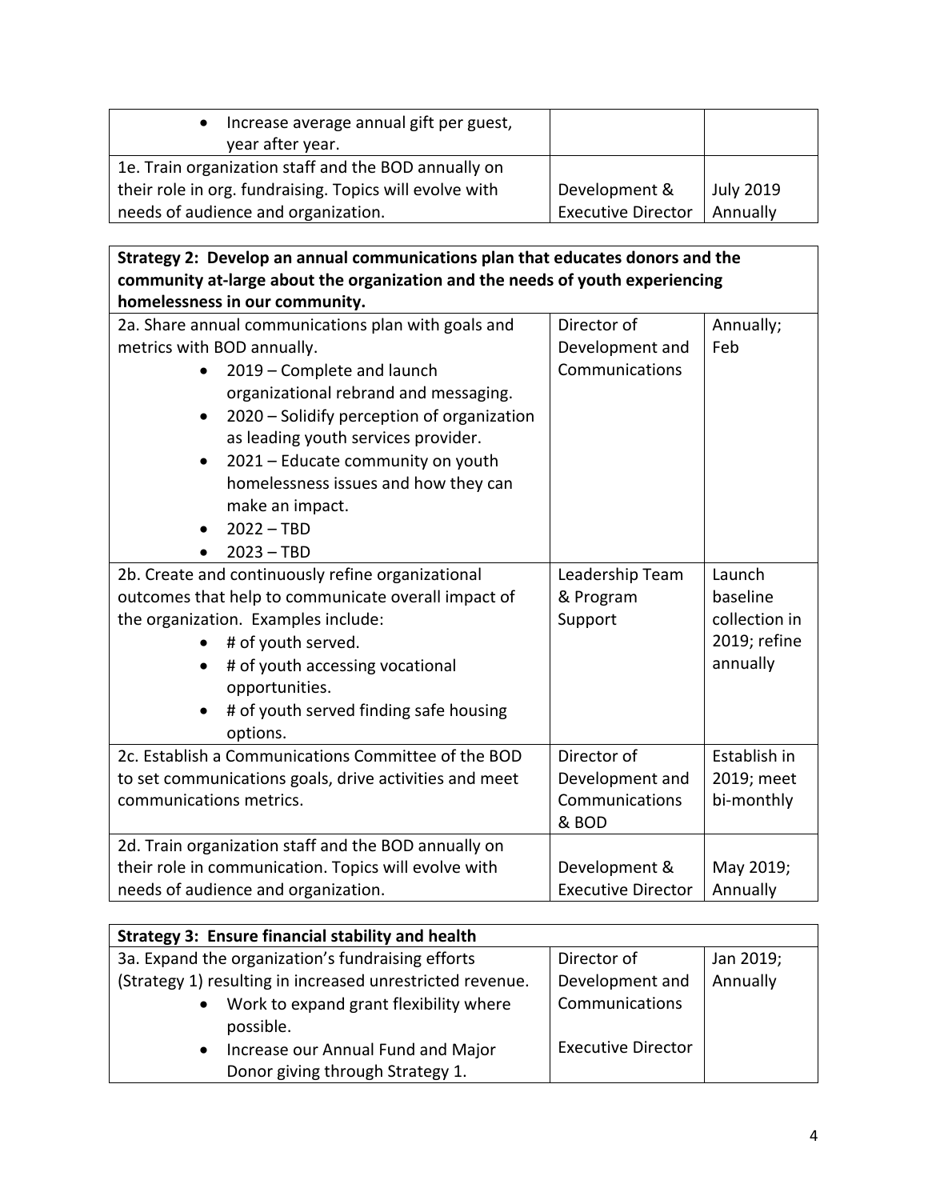| | | |
|---|---|---|
| • Increase average annual gift per guest, year after year. | | |
| 1e. Train organization staff and the BOD annually on their role in org. fundraising. Topics will evolve with needs of audience and organization. | Development & Executive Director | July 2019 Annually |

| **Strategy 2: Develop an annual communications plan that educates donors and the community at-large about the organization and the needs of youth experiencing homelessness in our community.** | | |
|---|---|---|
| 2a. Share annual communications plan with goals and metrics with BOD annually.<br>• 2019 – Complete and launch organizational rebrand and messaging.<br>• 2020 – Solidify perception of organization as leading youth services provider.<br>• 2021 – Educate community on youth homelessness issues and how they can make an impact.<br>• 2022 – TBD<br>• 2023 – TBD | Director of Development and Communications | Annually; Feb |
| 2b. Create and continuously refine organizational outcomes that help to communicate overall impact of the organization. Examples include:<br>• # of youth served.<br>• # of youth accessing vocational opportunities.<br>• # of youth served finding safe housing options. | Leadership Team & Program Support | Launch baseline collection in 2019; refine annually |
| 2c. Establish a Communications Committee of the BOD to set communications goals, drive activities and meet communications metrics. | Director of Development and Communications & BOD | Establish in 2019; meet bi-monthly |
| 2d. Train organization staff and the BOD annually on their role in communication. Topics will evolve with needs of audience and organization. | Development & Executive Director | May 2019; Annually |

| **Strategy 3: Ensure financial stability and health** | | |
|---|---|---|
| 3a. Expand the organization's fundraising efforts (Strategy 1) resulting in increased unrestricted revenue.<br>• Work to expand grant flexibility where possible.<br>• Increase our Annual Fund and Major Donor giving through Strategy 1. | Director of Development and Communications<br><br>Executive Director | Jan 2019; Annually |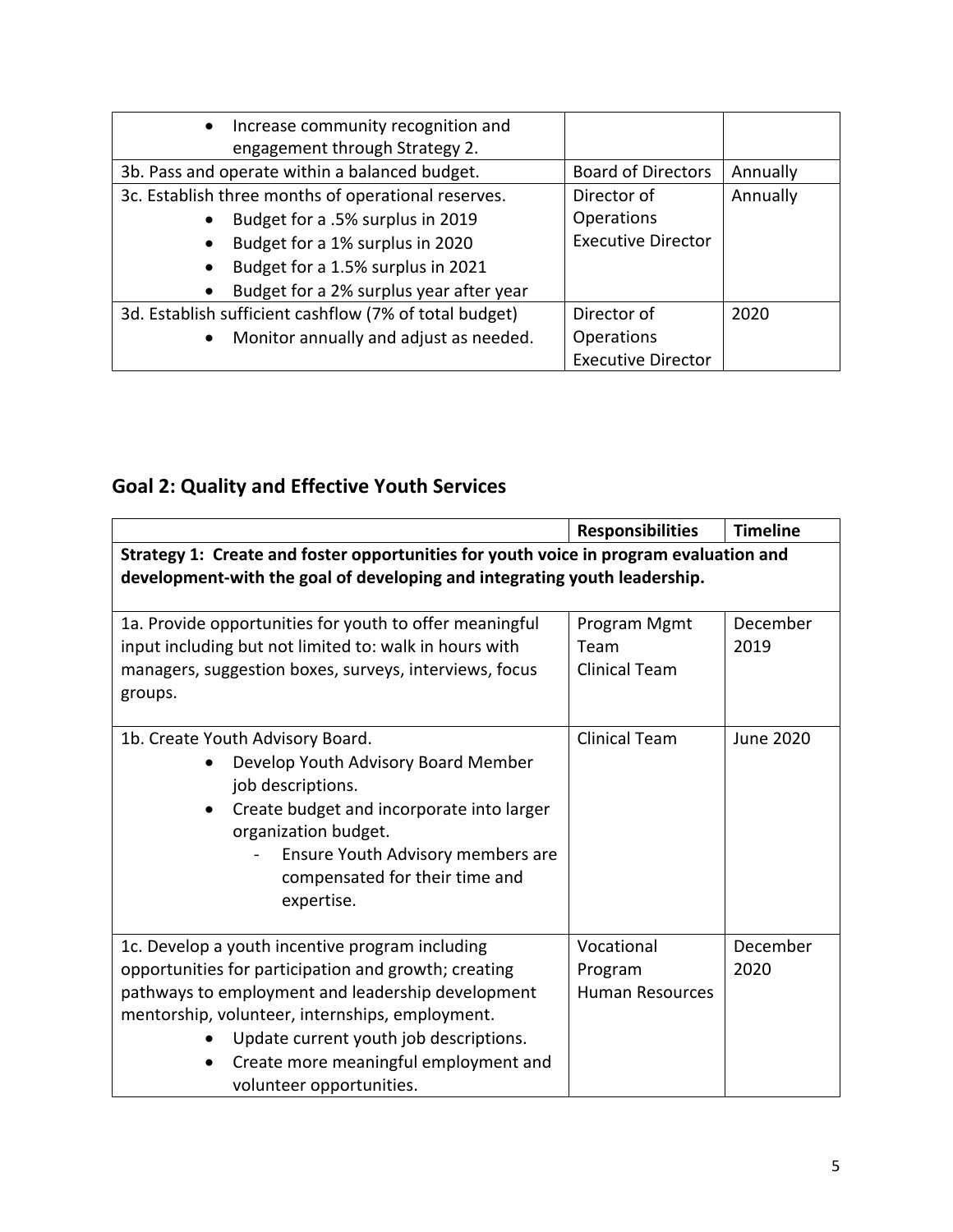| | | |
|---|---|---|
| • Increase community recognition and engagement through Strategy 2. | | |
| 3b. Pass and operate within a balanced budget. | Board of Directors | Annually |
| 3c. Establish three months of operational reserves.<br>• Budget for a .5% surplus in 2019<br>• Budget for a 1% surplus in 2020<br>• Budget for a 1.5% surplus in 2021<br>• Budget for a 2% surplus year after year | Director of Operations<br>Executive Director | Annually |
| 3d. Establish sufficient cashflow (7% of total budget)<br>• Monitor annually and adjust as needed. | Director of Operations<br>Executive Director | 2020 |

## Goal 2: Quality and Effective Youth Services

| | Responsibilities | Timeline |
|---|---|---|
| **Strategy 1: Create and foster opportunities for youth voice in program evaluation and development-with the goal of developing and integrating youth leadership.** | | |
| 1a. Provide opportunities for youth to offer meaningful input including but not limited to: walk in hours with managers, suggestion boxes, surveys, interviews, focus groups. | Program Mgmt Team<br>Clinical Team | December 2019 |
| 1b. Create Youth Advisory Board.<br>• Develop Youth Advisory Board Member job descriptions.<br>• Create budget and incorporate into larger organization budget.<br>- Ensure Youth Advisory members are compensated for their time and expertise. | Clinical Team | June 2020 |
| 1c. Develop a youth incentive program including opportunities for participation and growth; creating pathways to employment and leadership development mentorship, volunteer, internships, employment.<br>• Update current youth job descriptions.<br>• Create more meaningful employment and volunteer opportunities. | Vocational Program<br>Human Resources | December 2020 |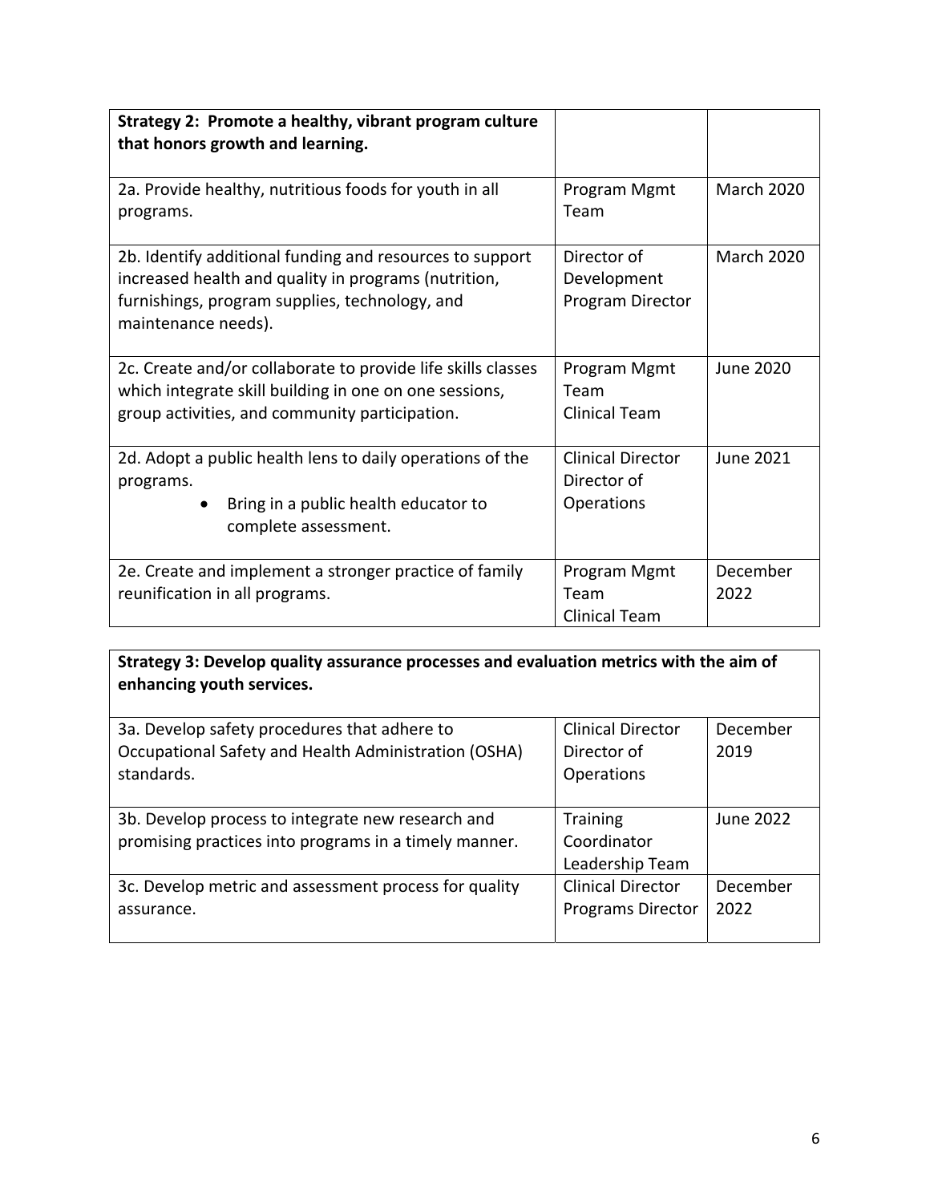| **Strategy 2: Promote a healthy, vibrant program culture that honors growth and learning.** | | |
|---|---|---|
| 2a. Provide healthy, nutritious foods for youth in all programs. | Program Mgmt Team | March 2020 |
| 2b. Identify additional funding and resources to support increased health and quality in programs (nutrition, furnishings, program supplies, technology, and maintenance needs). | Director of Development Program Director | March 2020 |
| 2c. Create and/or collaborate to provide life skills classes which integrate skill building in one on one sessions, group activities, and community participation. | Program Mgmt Team Clinical Team | June 2020 |
| 2d. Adopt a public health lens to daily operations of the programs. <br>• Bring in a public health educator to complete assessment. | Clinical Director Director of Operations | June 2021 |
| 2e. Create and implement a stronger practice of family reunification in all programs. | Program Mgmt Team Clinical Team | December 2022 |

| **Strategy 3: Develop quality assurance processes and evaluation metrics with the aim of enhancing youth services.** | | |
|---|---|---|
| 3a. Develop safety procedures that adhere to Occupational Safety and Health Administration (OSHA) standards. | Clinical Director Director of Operations | December 2019 |
| 3b. Develop process to integrate new research and promising practices into programs in a timely manner. | Training Coordinator Leadership Team | June 2022 |
| 3c. Develop metric and assessment process for quality assurance. | Clinical Director Programs Director | December 2022 |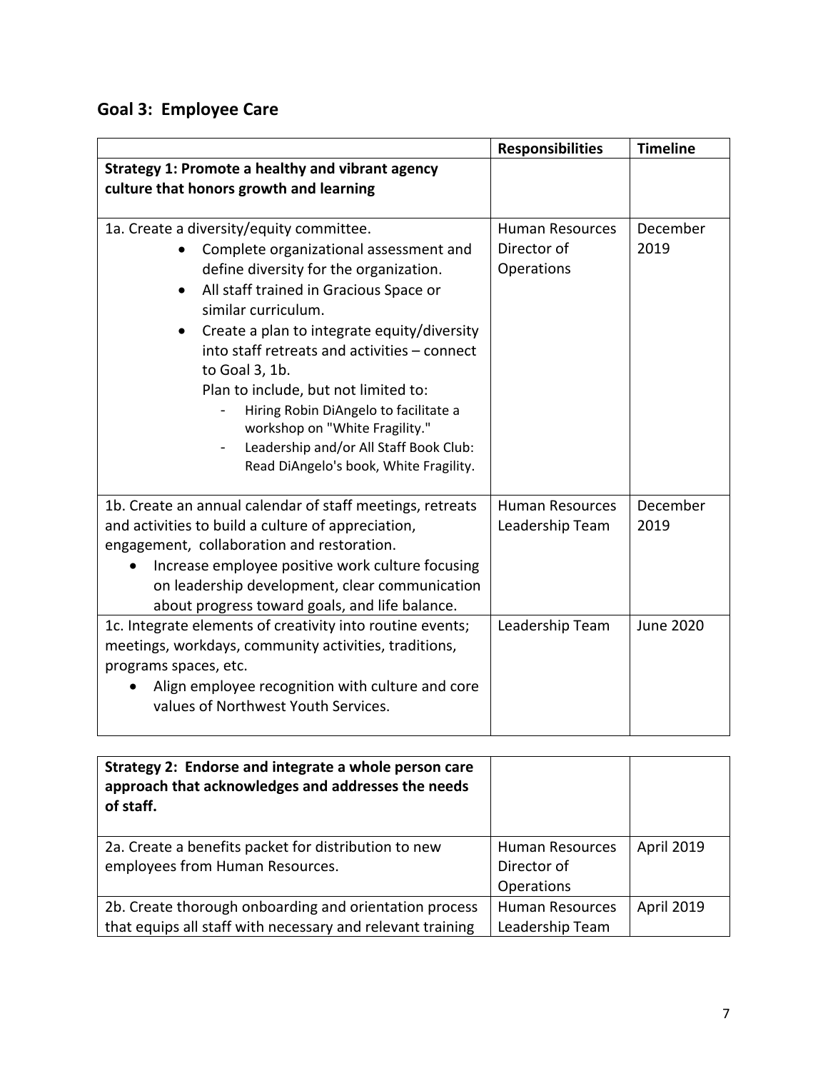## Goal 3: Employee Care

| | Responsibilities | Timeline |
|---|---|---|
| **Strategy 1: Promote a healthy and vibrant agency culture that honors growth and learning** | | |
| 1a. Create a diversity/equity committee.<br>• Complete organizational assessment and define diversity for the organization.<br>• All staff trained in Gracious Space or similar curriculum.<br>• Create a plan to integrate equity/diversity into staff retreats and activities – connect to Goal 3, 1b.<br>Plan to include, but not limited to:<br>- Hiring Robin DiAngelo to facilitate a workshop on "White Fragility."<br>- Leadership and/or All Staff Book Club: Read DiAngelo's book, White Fragility. | Human Resources<br>Director of Operations | December 2019 |
| 1b. Create an annual calendar of staff meetings, retreats and activities to build a culture of appreciation, engagement, collaboration and restoration.<br>• Increase employee positive work culture focusing on leadership development, clear communication about progress toward goals, and life balance. | Human Resources<br>Leadership Team | December 2019 |
| 1c. Integrate elements of creativity into routine events; meetings, workdays, community activities, traditions, programs spaces, etc.<br>• Align employee recognition with culture and core values of Northwest Youth Services. | Leadership Team | June 2020 |

| | | |
|---|---|---|
| **Strategy 2: Endorse and integrate a whole person care approach that acknowledges and addresses the needs of staff.** | | |
| 2a. Create a benefits packet for distribution to new employees from Human Resources. | Human Resources<br>Director of Operations | April 2019 |
| 2b. Create thorough onboarding and orientation process that equips all staff with necessary and relevant training | Human Resources<br>Leadership Team | April 2019 |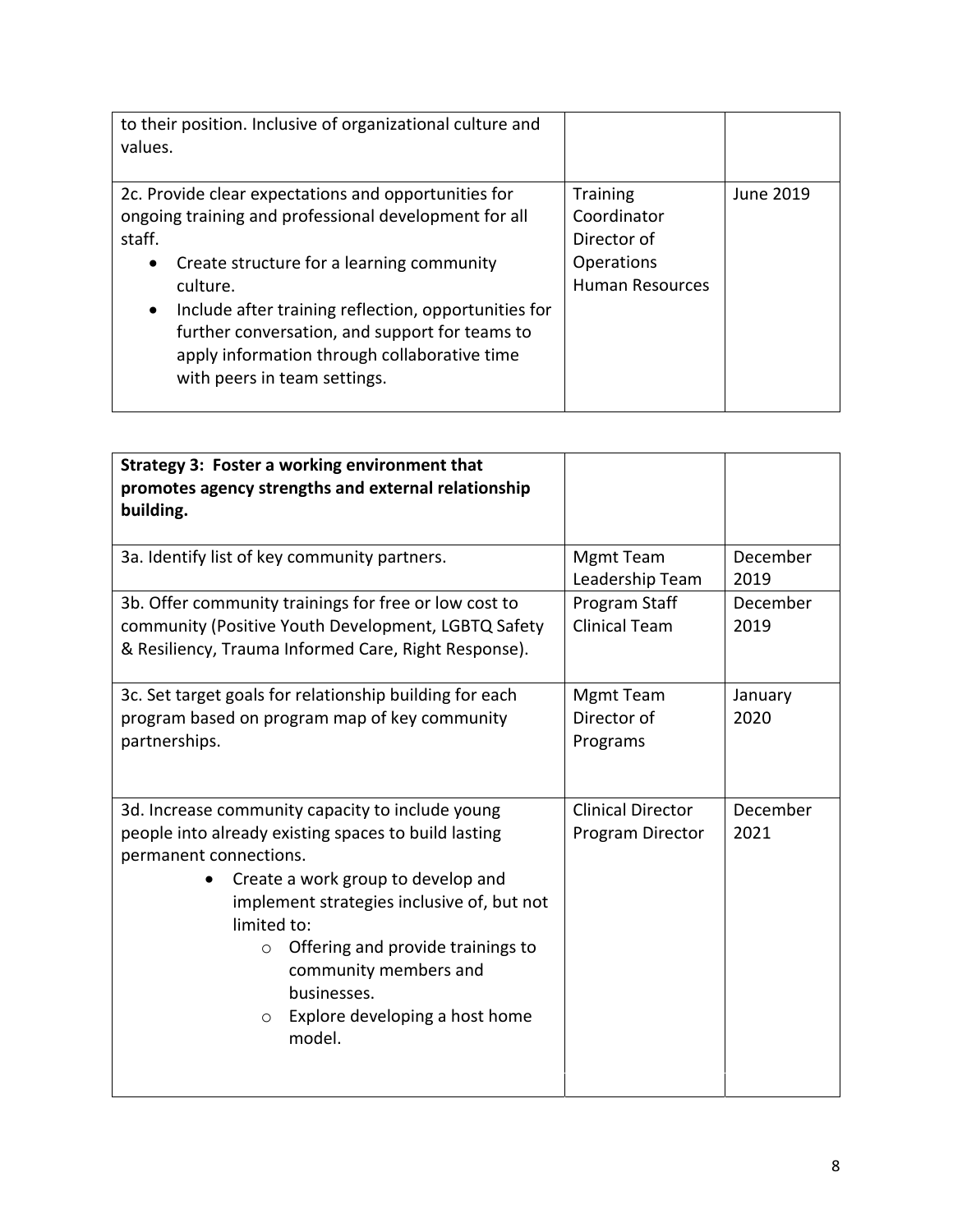| | | |
|---|---|---|
| to their position. Inclusive of organizational culture and values. | | |
| 2c. Provide clear expectations and opportunities for ongoing training and professional development for all staff.<br>• Create structure for a learning community culture.<br>• Include after training reflection, opportunities for further conversation, and support for teams to apply information through collaborative time with peers in team settings. | Training Coordinator<br>Director of Operations<br>Human Resources | June 2019 |

| **Strategy 3: Foster a working environment that promotes agency strengths and external relationship building.** | | |
|---|---|---|
| 3a. Identify list of key community partners. | Mgmt Team<br>Leadership Team | December 2019 |
| 3b. Offer community trainings for free or low cost to community (Positive Youth Development, LGBTQ Safety & Resiliency, Trauma Informed Care, Right Response). | Program Staff<br>Clinical Team | December 2019 |
| 3c. Set target goals for relationship building for each program based on program map of key community partnerships. | Mgmt Team<br>Director of Programs | January 2020 |
| 3d. Increase community capacity to include young people into already existing spaces to build lasting permanent connections.<br>• Create a work group to develop and implement strategies inclusive of, but not limited to:<br>  ○ Offering and provide trainings to community members and businesses.<br>  ○ Explore developing a host home model. | Clinical Director<br>Program Director | December 2021 |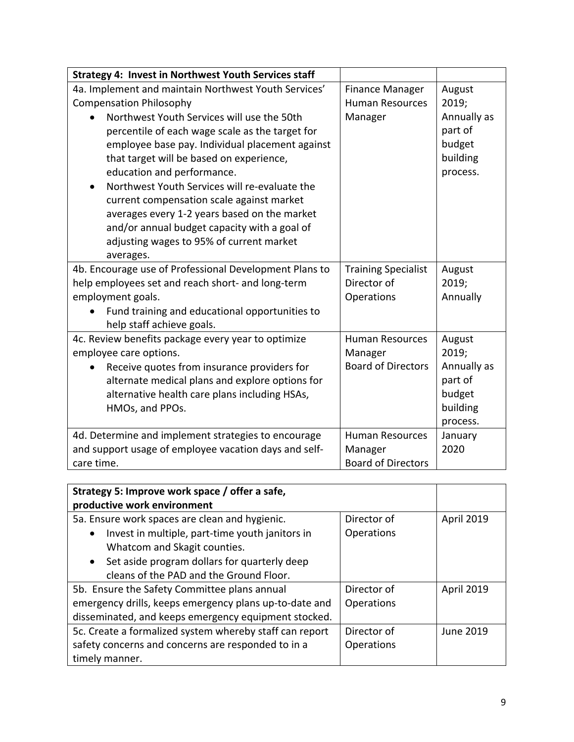| Strategy 4: Invest in Northwest Youth Services staff | | |
|---|---|---|
| 4a. Implement and maintain Northwest Youth Services' Compensation Philosophy<br>• Northwest Youth Services will use the 50th percentile of each wage scale as the target for employee base pay. Individual placement against that target will be based on experience, education and performance.<br>• Northwest Youth Services will re-evaluate the current compensation scale against market averages every 1-2 years based on the market and/or annual budget capacity with a goal of adjusting wages to 95% of current market averages. | Finance Manager<br>Human Resources Manager | August 2019; Annually as part of budget building process. |
| 4b. Encourage use of Professional Development Plans to help employees set and reach short- and long-term employment goals.<br>• Fund training and educational opportunities to help staff achieve goals. | Training Specialist<br>Director of Operations | August 2019; Annually |
| 4c. Review benefits package every year to optimize employee care options.<br>• Receive quotes from insurance providers for alternate medical plans and explore options for alternative health care plans including HSAs, HMOs, and PPOs. | Human Resources Manager<br>Board of Directors | August 2019; Annually as part of budget building process. |
| 4d. Determine and implement strategies to encourage and support usage of employee vacation days and self-care time. | Human Resources Manager<br>Board of Directors | January 2020 |

| Strategy 5: Improve work space / offer a safe, productive work environment | | |
|---|---|---|
| 5a. Ensure work spaces are clean and hygienic.<br>• Invest in multiple, part-time youth janitors in Whatcom and Skagit counties.<br>• Set aside program dollars for quarterly deep cleans of the PAD and the Ground Floor. | Director of Operations | April 2019 |
| 5b. Ensure the Safety Committee plans annual emergency drills, keeps emergency plans up-to-date and disseminated, and keeps emergency equipment stocked. | Director of Operations | April 2019 |
| 5c. Create a formalized system whereby staff can report safety concerns and concerns are responded to in a timely manner. | Director of Operations | June 2019 |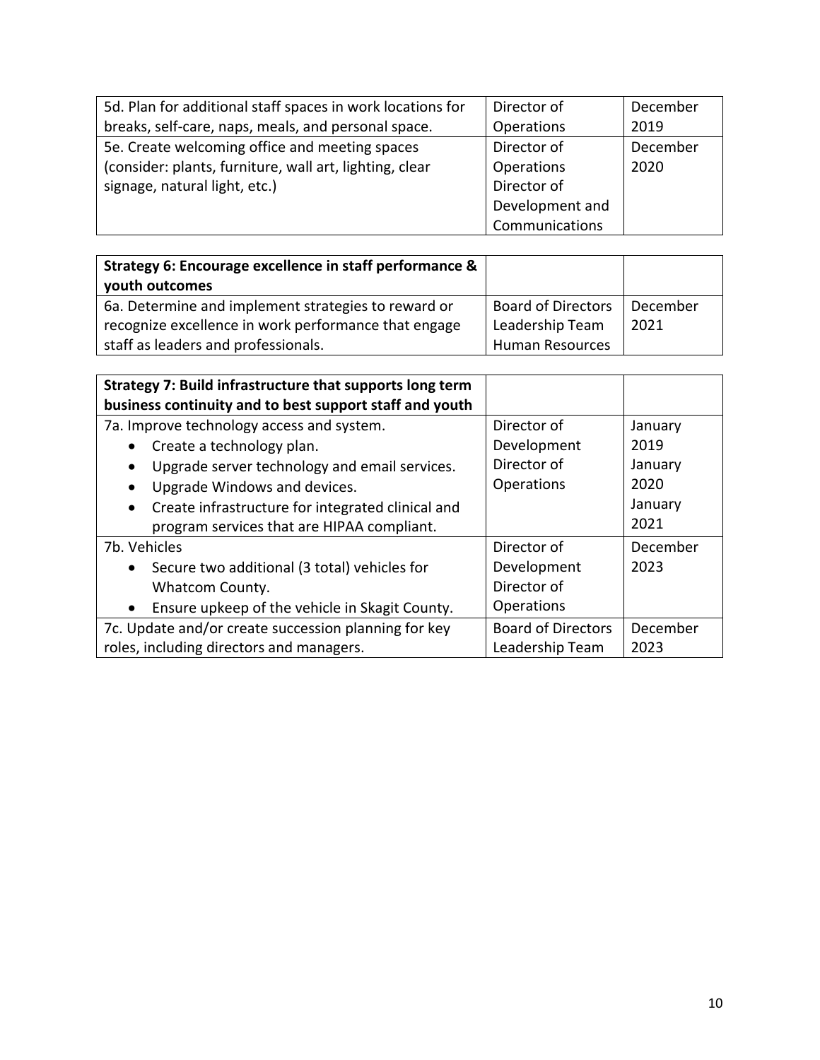| | | |
|---|---|---|
| 5d. Plan for additional staff spaces in work locations for breaks, self-care, naps, meals, and personal space. | Director of Operations | December 2019 |
| 5e. Create welcoming office and meeting spaces (consider: plants, furniture, wall art, lighting, clear signage, natural light, etc.) | Director of Operations<br>Director of Development and Communications | December 2020 |

| **Strategy 6: Encourage excellence in staff performance & youth outcomes** | | |
|---|---|---|
| 6a. Determine and implement strategies to reward or recognize excellence in work performance that engage staff as leaders and professionals. | Board of Directors<br>Leadership Team<br>Human Resources | December 2021 |

| **Strategy 7: Build infrastructure that supports long term business continuity and to best support staff and youth** | | |
|---|---|---|
| 7a. Improve technology access and system.<br>• Create a technology plan.<br>• Upgrade server technology and email services.<br>• Upgrade Windows and devices.<br>• Create infrastructure for integrated clinical and program services that are HIPAA compliant. | Director of Development<br>Director of Operations | January 2019<br>January 2020<br>January 2021 |
| 7b. Vehicles<br>• Secure two additional (3 total) vehicles for Whatcom County.<br>• Ensure upkeep of the vehicle in Skagit County. | Director of Development<br>Director of Operations | December 2023 |
| 7c. Update and/or create succession planning for key roles, including directors and managers. | Board of Directors<br>Leadership Team | December 2023 |